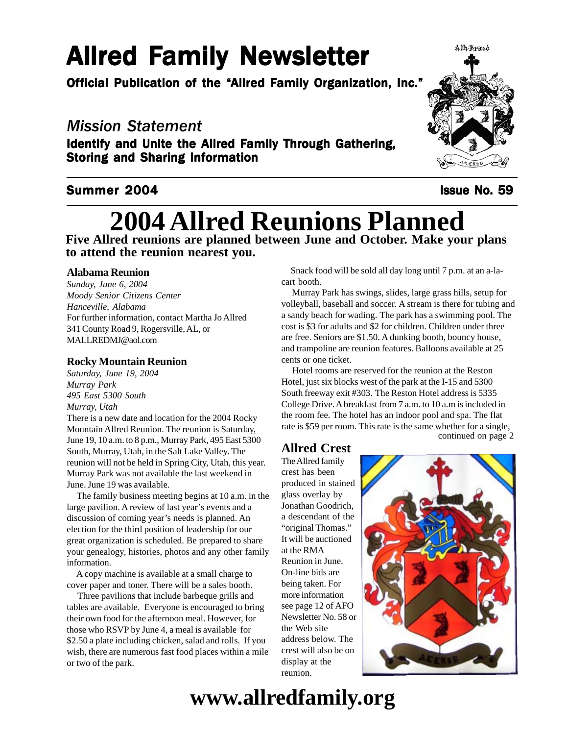# Allred Family Newsletter

**Official Publication of the "Allred Family Organization, Inc."**

*Mission Statement*

**Identify and Unite the Allred Family Through Gathering, Storing and Sharing Information**

**Summer 2004** **Issue No. 59**

# 2004 Allred Reunions Planned

**Five Allred reunions are planned between June and October. Make your plans to attend the reunion nearest you.**

### Alabama Reunion

*Sunday, June 6, 2004*
*Moody Senior Citizens Center*
*Hanceville, Alabama*
For further information, contact Martha Jo Allred
341 County Road 9, Rogersville, AL, or
MALLREDMJ@aol.com

### Rocky Mountain Reunion

*Saturday, June 19, 2004*
*Murray Park*
*495 East 5300 South*
*Murray, Utah*

There is a new date and location for the 2004 Rocky Mountain Allred Reunion. The reunion is Saturday, June 19, 10 a.m. to 8 p.m., Murray Park, 495 East 5300 South, Murray, Utah, in the Salt Lake Valley. The reunion will not be held in Spring City, Utah, this year. Murray Park was not available the last weekend in June. June 19 was available.

The family business meeting begins at 10 a.m. in the large pavilion. A review of last year's events and a discussion of coming year's needs is planned. An election for the third position of leadership for our great organization is scheduled. Be prepared to share your genealogy, histories, photos and any other family information.

A copy machine is available at a small charge to cover paper and toner. There will be a sales booth.

Three pavilions that include barbeque grills and tables are available. Everyone is encouraged to bring their own food for the afternoon meal. However, for those who RSVP by June 4, a meal is available for $2.50 a plate including chicken, salad and rolls. If you wish, there are numerous fast food places within a mile or two of the park.

Snack food will be sold all day long until 7 p.m. at an a-la-cart booth.

Murray Park has swings, slides, large grass hills, setup for volleyball, baseball and soccer. A stream is there for tubing and a sandy beach for wading. The park has a swimming pool. The cost is $3 for adults and $2 for children. Children under three are free. Seniors are $1.50. A dunking booth, bouncy house, and trampoline are reunion features. Balloons available at 25 cents or one ticket.

Hotel rooms are reserved for the reunion at the Reston Hotel, just six blocks west of the park at the I-15 and 5300 South freeway exit #303. The Reston Hotel address is 5335 College Drive. A breakfast from 7 a.m. to 10 a.m is included in the room fee. The hotel has an indoor pool and spa. The flat rate is $59 per room. This rate is the same whether for a single,

continued on page 2

## Allred Crest

The Allred family crest has been produced in stained glass overlay by Jonathan Goodrich, a descendant of the "original Thomas." It will be auctioned at the RMA Reunion in June. On-line bids are being taken. For more information see page 12 of AFO Newsletter No. 58 or the Web site address below. The crest will also be on display at the reunion.

# www.allredfamily.org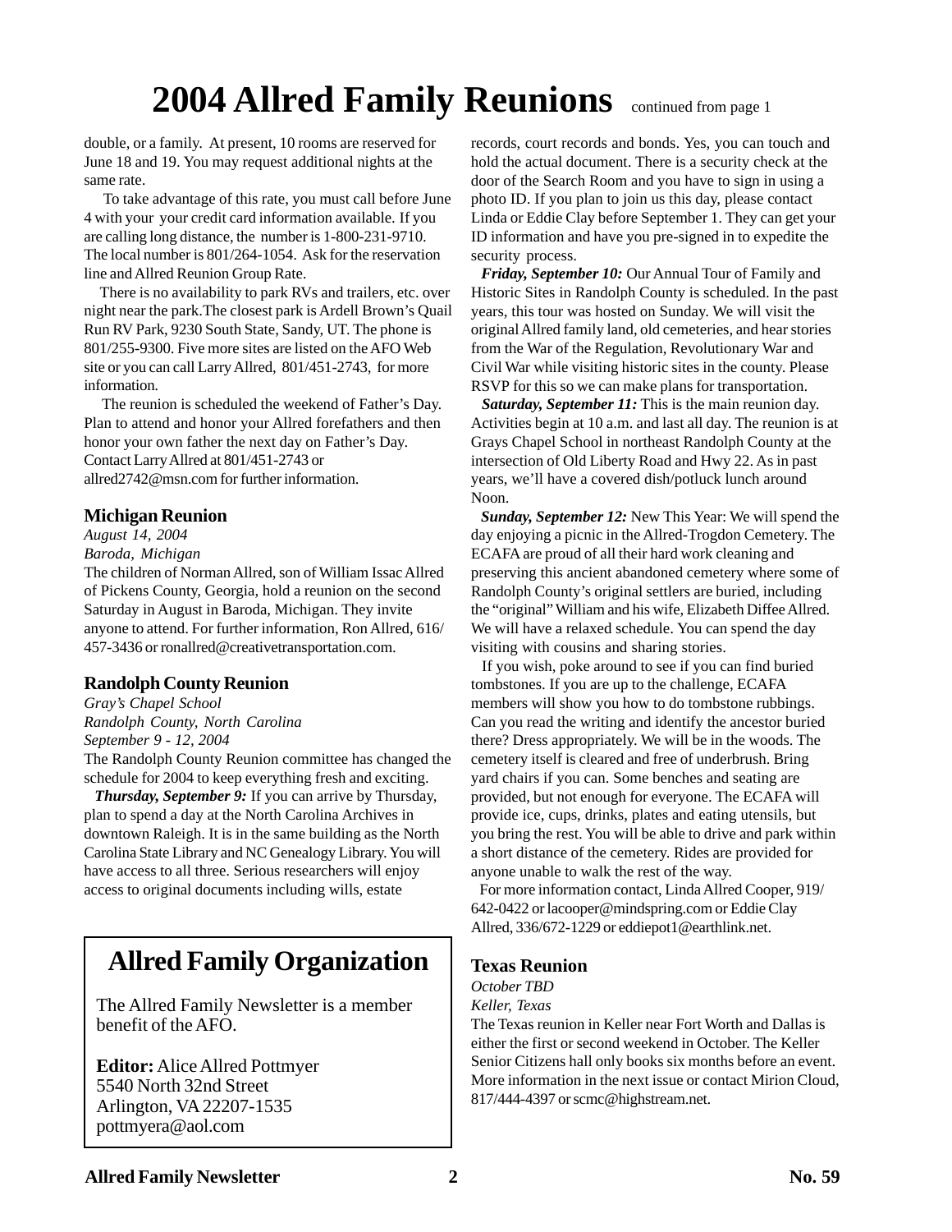# 2004 Allred Family Reunions

continued from page 1

double, or a family. At present, 10 rooms are reserved for June 18 and 19. You may request additional nights at the same rate.

To take advantage of this rate, you must call before June 4 with your your credit card information available. If you are calling long distance, the number is 1-800-231-9710. The local number is 801/264-1054. Ask for the reservation line and Allred Reunion Group Rate.

There is no availability to park RVs and trailers, etc. over night near the park.The closest park is Ardell Brown's Quail Run RV Park, 9230 South State, Sandy, UT. The phone is 801/255-9300. Five more sites are listed on the AFO Web site or you can call Larry Allred, 801/451-2743, for more information.

The reunion is scheduled the weekend of Father's Day. Plan to attend and honor your Allred forefathers and then honor your own father the next day on Father's Day. Contact Larry Allred at 801/451-2743 or allred2742@msn.com for further information.

### Michigan Reunion

*August 14, 2004*
*Baroda, Michigan*

The children of Norman Allred, son of William Issac Allred of Pickens County, Georgia, hold a reunion on the second Saturday in August in Baroda, Michigan. They invite anyone to attend. For further information, Ron Allred, 616/457-3436 or ronallred@creativetransportation.com.

### Randolph County Reunion

*Gray's Chapel School*
*Randolph County, North Carolina*
*September 9 - 12, 2004*

The Randolph County Reunion committee has changed the schedule for 2004 to keep everything fresh and exciting.

***Thursday, September 9:*** If you can arrive by Thursday, plan to spend a day at the North Carolina Archives in downtown Raleigh. It is in the same building as the North Carolina State Library and NC Genealogy Library. You will have access to all three. Serious researchers will enjoy access to original documents including wills, estate records, court records and bonds. Yes, you can touch and hold the actual document. There is a security check at the door of the Search Room and you have to sign in using a photo ID. If you plan to join us this day, please contact Linda or Eddie Clay before September 1. They can get your ID information and have you pre-signed in to expedite the security process.

***Friday, September 10:*** Our Annual Tour of Family and Historic Sites in Randolph County is scheduled. In the past years, this tour was hosted on Sunday. We will visit the original Allred family land, old cemeteries, and hear stories from the War of the Regulation, Revolutionary War and Civil War while visiting historic sites in the county. Please RSVP for this so we can make plans for transportation.

***Saturday, September 11:*** This is the main reunion day. Activities begin at 10 a.m. and last all day. The reunion is at Grays Chapel School in northeast Randolph County at the intersection of Old Liberty Road and Hwy 22. As in past years, we'll have a covered dish/potluck lunch around Noon.

***Sunday, September 12:*** New This Year: We will spend the day enjoying a picnic in the Allred-Trogdon Cemetery. The ECAFA are proud of all their hard work cleaning and preserving this ancient abandoned cemetery where some of Randolph County's original settlers are buried, including the "original" William and his wife, Elizabeth Diffee Allred. We will have a relaxed schedule. You can spend the day visiting with cousins and sharing stories.

If you wish, poke around to see if you can find buried tombstones. If you are up to the challenge, ECAFA members will show you how to do tombstone rubbings. Can you read the writing and identify the ancestor buried there? Dress appropriately. We will be in the woods. The cemetery itself is cleared and free of underbrush. Bring yard chairs if you can. Some benches and seating are provided, but not enough for everyone. The ECAFA will provide ice, cups, drinks, plates and eating utensils, but you bring the rest. You will be able to drive and park within a short distance of the cemetery. Rides are provided for anyone unable to walk the rest of the way.

For more information contact, Linda Allred Cooper, 919/642-0422 or lacooper@mindspring.com or Eddie Clay Allred, 336/672-1229 or eddiepot1@earthlink.net.

### Texas Reunion

*October TBD*
*Keller, Texas*

The Texas reunion in Keller near Fort Worth and Dallas is either the first or second weekend in October. The Keller Senior Citizens hall only books six months before an event. More information in the next issue or contact Mirion Cloud, 817/444-4397 or scmc@highstream.net.

## Allred Family Organization

The Allred Family Newsletter is a member benefit of the AFO.

**Editor:** Alice Allred Pottmyer
5540 North 32nd Street
Arlington, VA 22207-1535
pottmyera@aol.com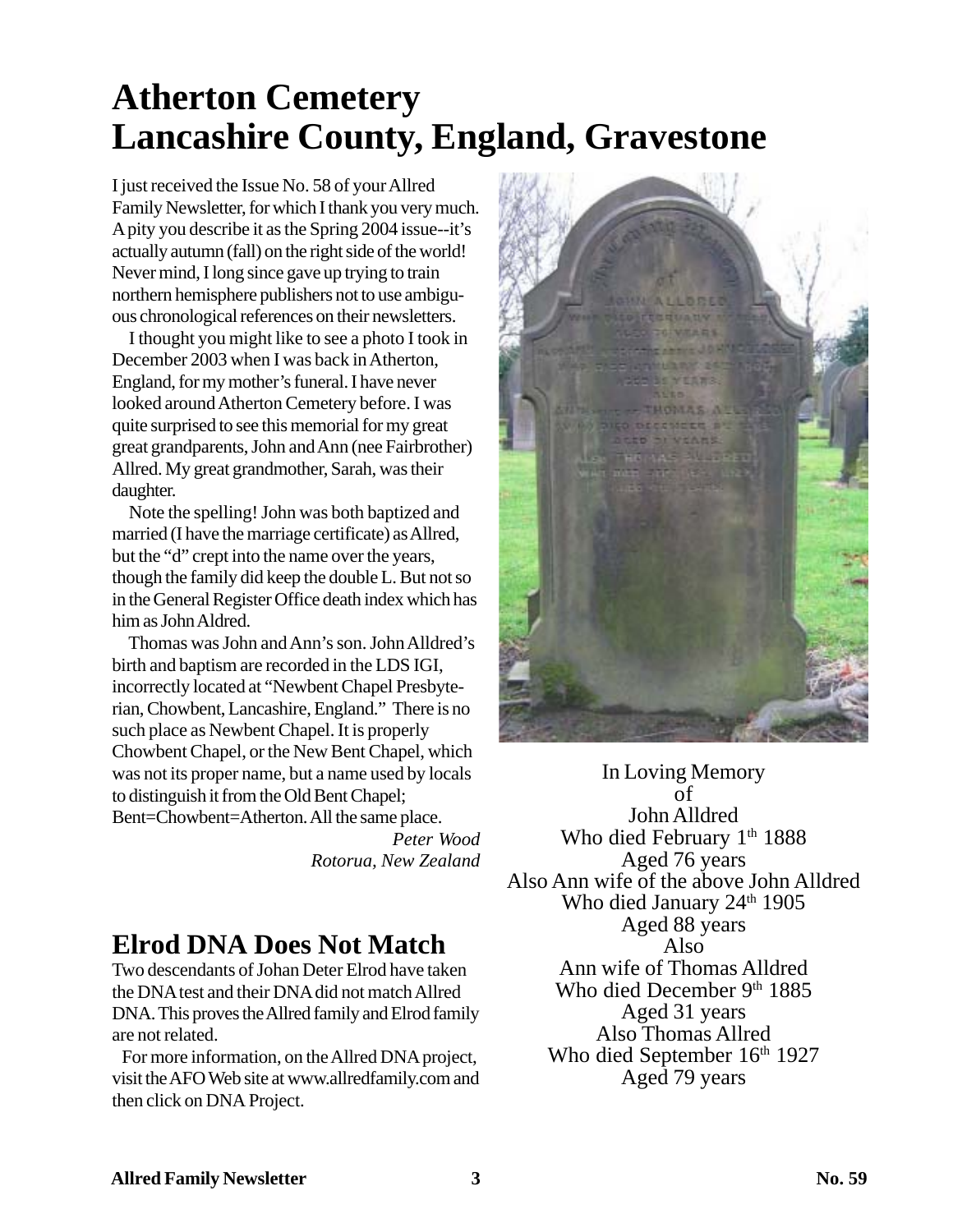# Atherton Cemetery Lancashire County, England, Gravestone

I just received the Issue No. 58 of your Allred Family Newsletter, for which I thank you very much. A pity you describe it as the Spring 2004 issue--it's actually autumn (fall) on the right side of the world! Never mind, I long since gave up trying to train northern hemisphere publishers not to use ambiguous chronological references on their newsletters.

I thought you might like to see a photo I took in December 2003 when I was back in Atherton, England, for my mother's funeral. I have never looked around Atherton Cemetery before. I was quite surprised to see this memorial for my great great grandparents, John and Ann (nee Fairbrother) Allred. My great grandmother, Sarah, was their daughter.

Note the spelling! John was both baptized and married (I have the marriage certificate) as Allred, but the "d" crept into the name over the years, though the family did keep the double L. But not so in the General Register Office death index which has him as John Aldred.

Thomas was John and Ann's son. John Alldred's birth and baptism are recorded in the LDS IGI, incorrectly located at "Newbent Chapel Presbyterian, Chowbent, Lancashire, England." There is no such place as Newbent Chapel. It is properly Chowbent Chapel, or the New Bent Chapel, which was not its proper name, but a name used by locals to distinguish it from the Old Bent Chapel; Bent=Chowbent=Atherton. All the same place.

*Peter Wood*
*Rotorua, New Zealand*

In Loving Memory
of
John Alldred
Who died February 1th 1888
Aged 76 years
Also Ann wife of the above John Alldred
Who died January 24th 1905
Aged 88 years
Also
Ann wife of Thomas Alldred
Who died December 9th 1885
Aged 31 years
Also Thomas Allred
Who died September 16th 1927
Aged 79 years

## Elrod DNA Does Not Match

Two descendants of Johan Deter Elrod have taken the DNA test and their DNA did not match Allred DNA. This proves the Allred family and Elrod family are not related.

For more information, on the Allred DNA project, visit the AFO Web site at www.allredfamily.com and then click on DNA Project.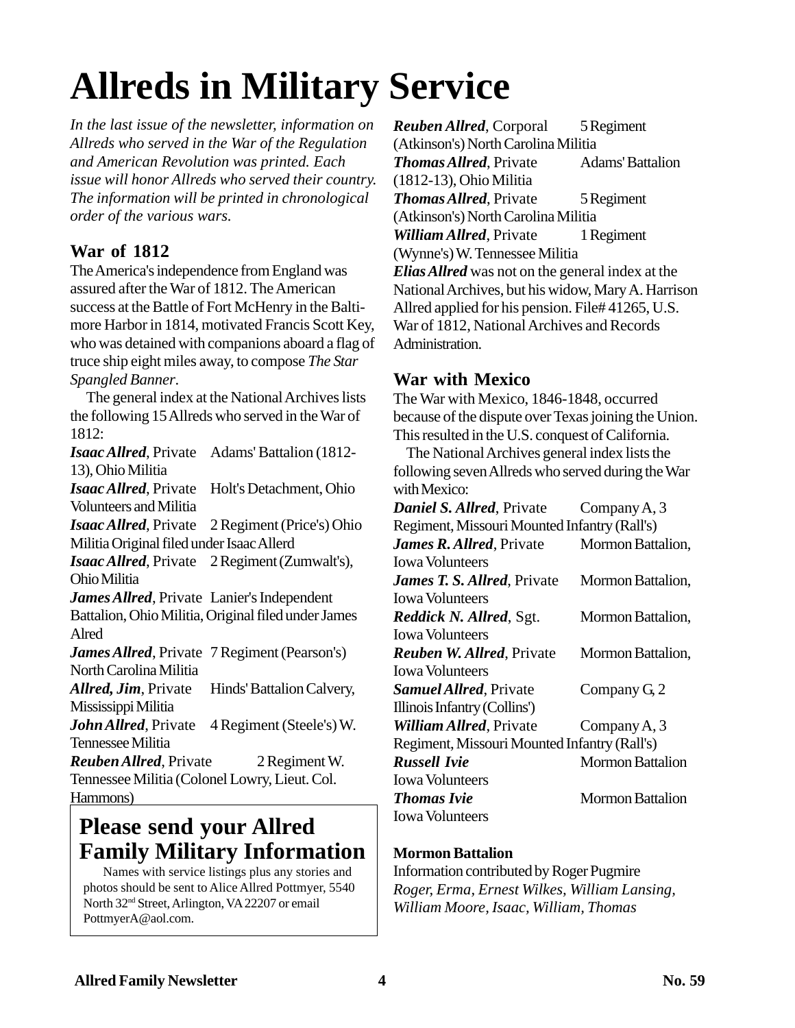# Allreds in Military Service

*In the last issue of the newsletter, information on Allreds who served in the War of the Regulation and American Revolution was printed. Each issue will honor Allreds who served their country. The information will be printed in chronological order of the various wars.*

## War of 1812

The America's independence from England was assured after the War of 1812. The American success at the Battle of Fort McHenry in the Baltimore Harbor in 1814, motivated Francis Scott Key, who was detained with companions aboard a flag of truce ship eight miles away, to compose *The Star Spangled Banner*.

The general index at the National Archives lists the following 15 Allreds who served in the War of 1812:

***Isaac Allred***, Private Adams' Battalion (1812-13), Ohio Militia

***Isaac Allred***, Private Holt's Detachment, Ohio Volunteers and Militia

***Isaac Allred***, Private 2 Regiment (Price's) Ohio Militia Original filed under Isaac Allerd

***Isaac Allred***, Private 2 Regiment (Zumwalt's), Ohio Militia

***James Allred***, Private Lanier's Independent Battalion, Ohio Militia, Original filed under James Alred

***James Allred***, Private 7 Regiment (Pearson's) North Carolina Militia

***Allred, Jim***, Private Hinds' Battalion Calvery, Mississippi Militia

***John Allred***, Private 4 Regiment (Steele's) W. Tennessee Militia

***Reuben Allred***, Private 2 Regiment W. Tennessee Militia (Colonel Lowry, Lieut. Col. Hammons)

***Reuben Allred***, Corporal 5 Regiment (Atkinson's) North Carolina Militia

***Thomas Allred***, Private Adams' Battalion (1812-13), Ohio Militia

***Thomas Allred***, Private 5 Regiment (Atkinson's) North Carolina Militia

***William Allred***, Private 1 Regiment (Wynne's) W. Tennessee Militia

***Elias Allred*** was not on the general index at the National Archives, but his widow, Mary A. Harrison Allred applied for his pension. File# 41265, U.S. War of 1812, National Archives and Records Administration.

## Please send your Allred Family Military Information

Names with service listings plus any stories and photos should be sent to Alice Allred Pottmyer, 5540 North 32nd Street, Arlington, VA 22207 or email PottmyerA@aol.com.

## War with Mexico

The War with Mexico, 1846-1848, occurred because of the dispute over Texas joining the Union. This resulted in the U.S. conquest of California.

The National Archives general index lists the following seven Allreds who served during the War with Mexico:

***Daniel S. Allred***, Private Company A, 3 Regiment, Missouri Mounted Infantry (Rall's)

***James R. Allred***, Private Mormon Battalion, Iowa Volunteers

***James T. S. Allred***, Private Mormon Battalion, Iowa Volunteers

***Reddick N. Allred***, Sgt. Mormon Battalion, Iowa Volunteers

***Reuben W. Allred***, Private Mormon Battalion, Iowa Volunteers

***Samuel Allred***, Private Company G, 2 Illinois Infantry (Collins')

***William Allred***, Private Company A, 3 Regiment, Missouri Mounted Infantry (Rall's)

***Russell Ivie*** Mormon Battalion Iowa Volunteers

***Thomas Ivie*** Mormon Battalion Iowa Volunteers

### Mormon Battalion

Information contributed by Roger Pugmire

*Roger, Erma, Ernest Wilkes, William Lansing, William Moore, Isaac, William, Thomas*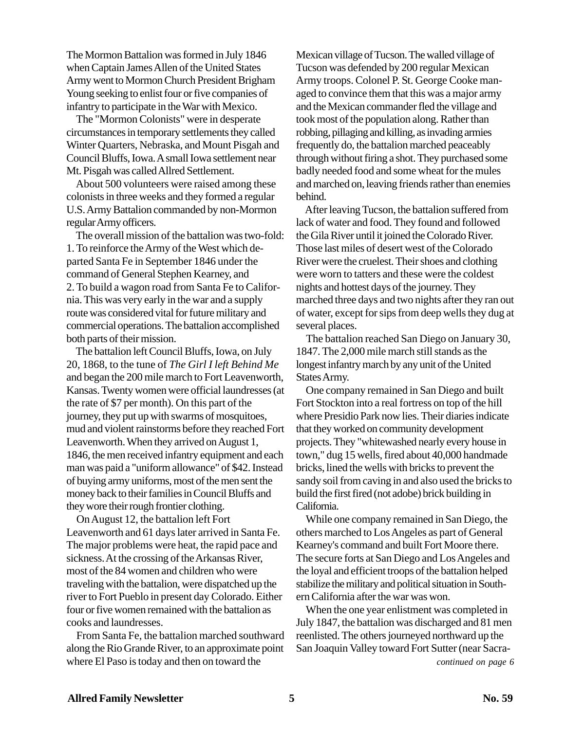The Mormon Battalion was formed in July 1846 when Captain James Allen of the United States Army went to Mormon Church President Brigham Young seeking to enlist four or five companies of infantry to participate in the War with Mexico.

The "Mormon Colonists" were in desperate circumstances in temporary settlements they called Winter Quarters, Nebraska, and Mount Pisgah and Council Bluffs, Iowa. A small Iowa settlement near Mt. Pisgah was called Allred Settlement.

About 500 volunteers were raised among these colonists in three weeks and they formed a regular U.S. Army Battalion commanded by non-Mormon regular Army officers.

The overall mission of the battalion was two-fold:
1. To reinforce the Army of the West which departed Santa Fe in September 1846 under the command of General Stephen Kearney, and
2. To build a wagon road from Santa Fe to California. This was very early in the war and a supply route was considered vital for future military and commercial operations. The battalion accomplished both parts of their mission.

The battalion left Council Bluffs, Iowa, on July 20, 1868, to the tune of *The Girl I left Behind Me* and began the 200 mile march to Fort Leavenworth, Kansas. Twenty women were official laundresses (at the rate of $7 per month). On this part of the journey, they put up with swarms of mosquitoes, mud and violent rainstorms before they reached Fort Leavenworth. When they arrived on August 1, 1846, the men received infantry equipment and each man was paid a "uniform allowance" of $42. Instead of buying army uniforms, most of the men sent the money back to their families in Council Bluffs and they wore their rough frontier clothing.

On August 12, the battalion left Fort Leavenworth and 61 days later arrived in Santa Fe. The major problems were heat, the rapid pace and sickness. At the crossing of the Arkansas River, most of the 84 women and children who were traveling with the battalion, were dispatched up the river to Fort Pueblo in present day Colorado. Either four or five women remained with the battalion as cooks and laundresses.

From Santa Fe, the battalion marched southward along the Rio Grande River, to an approximate point where El Paso is today and then on toward the Mexican village of Tucson. The walled village of Tucson was defended by 200 regular Mexican Army troops. Colonel P. St. George Cooke managed to convince them that this was a major army and the Mexican commander fled the village and took most of the population along. Rather than robbing, pillaging and killing, as invading armies frequently do, the battalion marched peaceably through without firing a shot. They purchased some badly needed food and some wheat for the mules and marched on, leaving friends rather than enemies behind.

After leaving Tucson, the battalion suffered from lack of water and food. They found and followed the Gila River until it joined the Colorado River. Those last miles of desert west of the Colorado River were the cruelest. Their shoes and clothing were worn to tatters and these were the coldest nights and hottest days of the journey. They marched three days and two nights after they ran out of water, except for sips from deep wells they dug at several places.

The battalion reached San Diego on January 30, 1847. The 2,000 mile march still stands as the longest infantry march by any unit of the United States Army.

One company remained in San Diego and built Fort Stockton into a real fortress on top of the hill where Presidio Park now lies. Their diaries indicate that they worked on community development projects. They "whitewashed nearly every house in town," dug 15 wells, fired about 40,000 handmade bricks, lined the wells with bricks to prevent the sandy soil from caving in and also used the bricks to build the first fired (not adobe) brick building in California.

While one company remained in San Diego, the others marched to Los Angeles as part of General Kearney's command and built Fort Moore there. The secure forts at San Diego and Los Angeles and the loyal and efficient troops of the battalion helped stabilize the military and political situation in Southern California after the war was won.

When the one year enlistment was completed in July 1847, the battalion was discharged and 81 men reenlisted. The others journeyed northward up the San Joaquin Valley toward Fort Sutter (near Sacra-

*continued on page 6*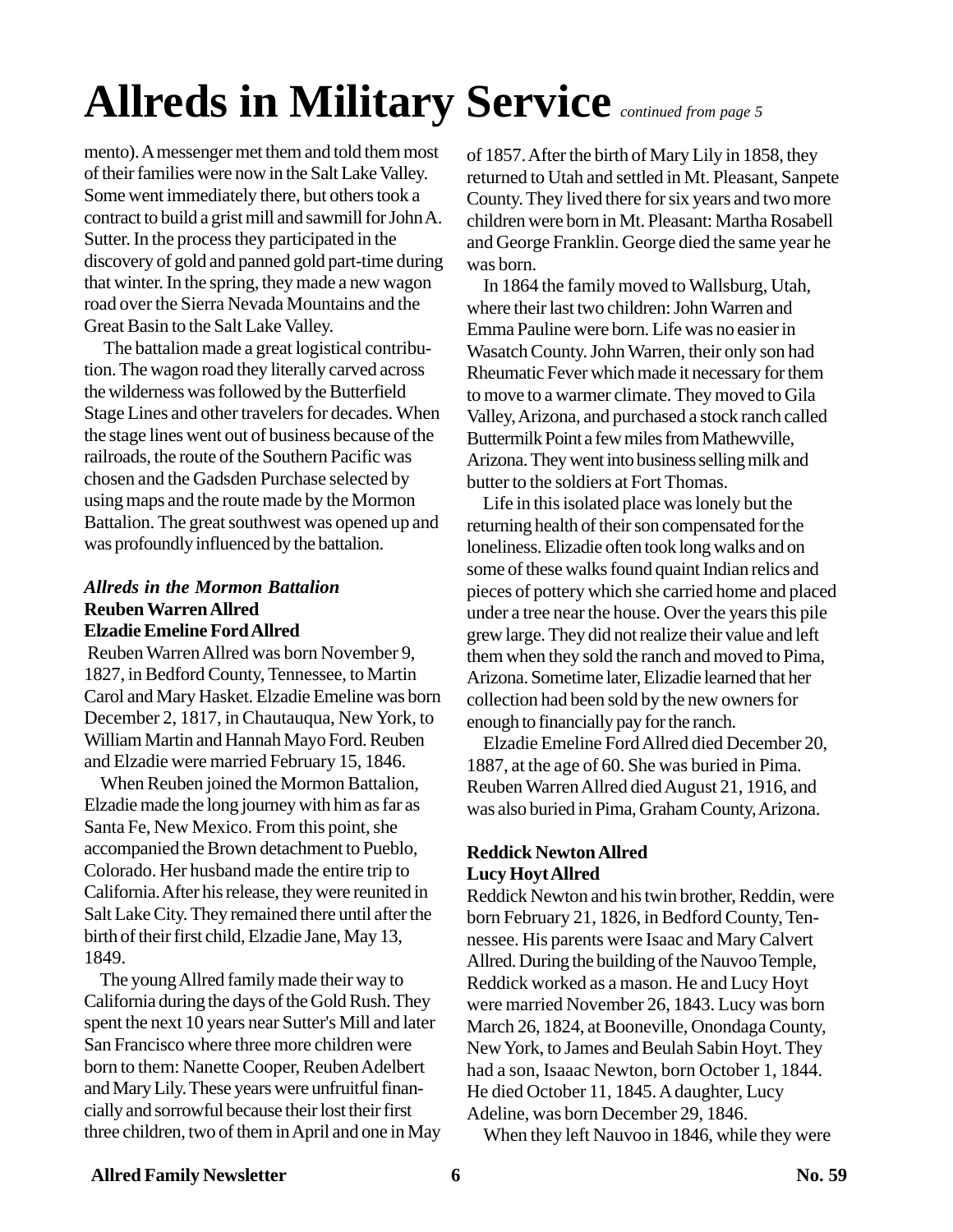# Allreds in Military Service *continued from page 5*

mento). A messenger met them and told them most of their families were now in the Salt Lake Valley. Some went immediately there, but others took a contract to build a grist mill and sawmill for John A. Sutter. In the process they participated in the discovery of gold and panned gold part-time during that winter. In the spring, they made a new wagon road over the Sierra Nevada Mountains and the Great Basin to the Salt Lake Valley.

The battalion made a great logistical contribution. The wagon road they literally carved across the wilderness was followed by the Butterfield Stage Lines and other travelers for decades. When the stage lines went out of business because of the railroads, the route of the Southern Pacific was chosen and the Gadsden Purchase selected by using maps and the route made by the Mormon Battalion. The great southwest was opened up and was profoundly influenced by the battalion.

### *Allreds in the Mormon Battalion*

**Reuben Warren Allred**
**Elzadie Emeline Ford Allred**

Reuben Warren Allred was born November 9, 1827, in Bedford County, Tennessee, to Martin Carol and Mary Hasket. Elzadie Emeline was born December 2, 1817, in Chautauqua, New York, to William Martin and Hannah Mayo Ford. Reuben and Elzadie were married February 15, 1846.

When Reuben joined the Mormon Battalion, Elzadie made the long journey with him as far as Santa Fe, New Mexico. From this point, she accompanied the Brown detachment to Pueblo, Colorado. Her husband made the entire trip to California. After his release, they were reunited in Salt Lake City. They remained there until after the birth of their first child, Elzadie Jane, May 13, 1849.

The young Allred family made their way to California during the days of the Gold Rush. They spent the next 10 years near Sutter's Mill and later San Francisco where three more children were born to them: Nanette Cooper, Reuben Adelbert and Mary Lily. These years were unfruitful financially and sorrowful because their lost their first three children, two of them in April and one in May of 1857. After the birth of Mary Lily in 1858, they returned to Utah and settled in Mt. Pleasant, Sanpete County. They lived there for six years and two more children were born in Mt. Pleasant: Martha Rosabell and George Franklin. George died the same year he was born.

In 1864 the family moved to Wallsburg, Utah, where their last two children: John Warren and Emma Pauline were born. Life was no easier in Wasatch County. John Warren, their only son had Rheumatic Fever which made it necessary for them to move to a warmer climate. They moved to Gila Valley, Arizona, and purchased a stock ranch called Buttermilk Point a few miles from Mathewville, Arizona. They went into business selling milk and butter to the soldiers at Fort Thomas.

Life in this isolated place was lonely but the returning health of their son compensated for the loneliness. Elzadie often took long walks and on some of these walks found quaint Indian relics and pieces of pottery which she carried home and placed under a tree near the house. Over the years this pile grew large. They did not realize their value and left them when they sold the ranch and moved to Pima, Arizona. Sometime later, Elzadie learned that her collection had been sold by the new owners for enough to financially pay for the ranch.

Elzadie Emeline Ford Allred died December 20, 1887, at the age of 60. She was buried in Pima. Reuben Warren Allred died August 21, 1916, and was also buried in Pima, Graham County, Arizona.

**Reddick Newton Allred**
**Lucy Hoyt Allred**

Reddick Newton and his twin brother, Reddin, were born February 21, 1826, in Bedford County, Tennessee. His parents were Isaac and Mary Calvert Allred. During the building of the Nauvoo Temple, Reddick worked as a mason. He and Lucy Hoyt were married November 26, 1843. Lucy was born March 26, 1824, at Booneville, Onondaga County, New York, to James and Beulah Sabin Hoyt. They had a son, Isaaac Newton, born October 1, 1844. He died October 11, 1845. A daughter, Lucy Adeline, was born December 29, 1846.

When they left Nauvoo in 1846, while they were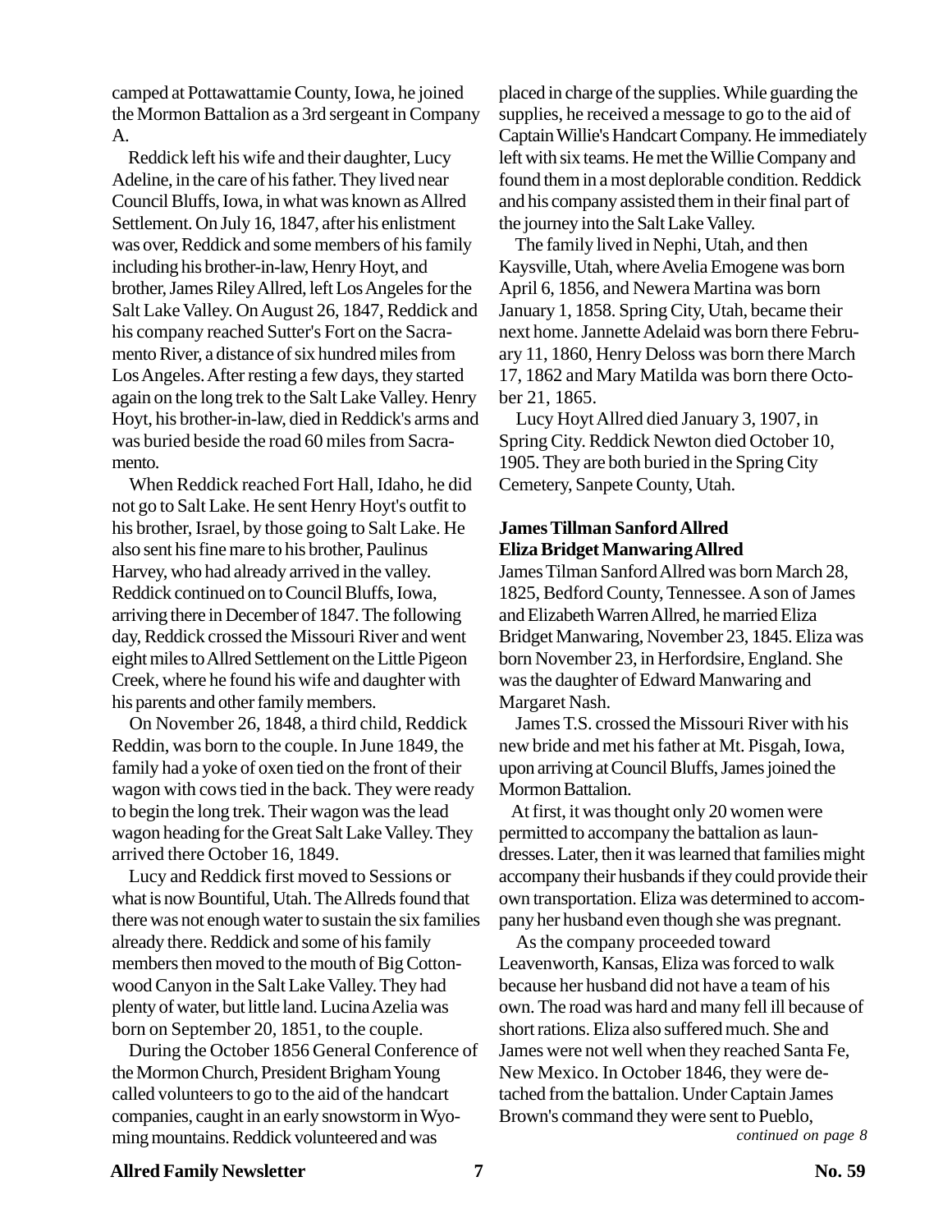camped at Pottawattamie County, Iowa, he joined the Mormon Battalion as a 3rd sergeant in Company A.

Reddick left his wife and their daughter, Lucy Adeline, in the care of his father. They lived near Council Bluffs, Iowa, in what was known as Allred Settlement. On July 16, 1847, after his enlistment was over, Reddick and some members of his family including his brother-in-law, Henry Hoyt, and brother, James Riley Allred, left Los Angeles for the Salt Lake Valley. On August 26, 1847, Reddick and his company reached Sutter's Fort on the Sacramento River, a distance of six hundred miles from Los Angeles. After resting a few days, they started again on the long trek to the Salt Lake Valley. Henry Hoyt, his brother-in-law, died in Reddick's arms and was buried beside the road 60 miles from Sacramento.

When Reddick reached Fort Hall, Idaho, he did not go to Salt Lake. He sent Henry Hoyt's outfit to his brother, Israel, by those going to Salt Lake. He also sent his fine mare to his brother, Paulinus Harvey, who had already arrived in the valley. Reddick continued on to Council Bluffs, Iowa, arriving there in December of 1847. The following day, Reddick crossed the Missouri River and went eight miles to Allred Settlement on the Little Pigeon Creek, where he found his wife and daughter with his parents and other family members.

On November 26, 1848, a third child, Reddick Reddin, was born to the couple. In June 1849, the family had a yoke of oxen tied on the front of their wagon with cows tied in the back. They were ready to begin the long trek. Their wagon was the lead wagon heading for the Great Salt Lake Valley. They arrived there October 16, 1849.

Lucy and Reddick first moved to Sessions or what is now Bountiful, Utah. The Allreds found that there was not enough water to sustain the six families already there. Reddick and some of his family members then moved to the mouth of Big Cottonwood Canyon in the Salt Lake Valley. They had plenty of water, but little land. Lucina Azelia was born on September 20, 1851, to the couple.

During the October 1856 General Conference of the Mormon Church, President Brigham Young called volunteers to go to the aid of the handcart companies, caught in an early snowstorm in Wyoming mountains. Reddick volunteered and was placed in charge of the supplies. While guarding the supplies, he received a message to go to the aid of Captain Willie's Handcart Company. He immediately left with six teams. He met the Willie Company and found them in a most deplorable condition. Reddick and his company assisted them in their final part of the journey into the Salt Lake Valley.

The family lived in Nephi, Utah, and then Kaysville, Utah, where Avelia Emogene was born April 6, 1856, and Newera Martina was born January 1, 1858. Spring City, Utah, became their next home. Jannette Adelaid was born there February 11, 1860, Henry Deloss was born there March 17, 1862 and Mary Matilda was born there October 21, 1865.

Lucy Hoyt Allred died January 3, 1907, in Spring City. Reddick Newton died October 10, 1905. They are both buried in the Spring City Cemetery, Sanpete County, Utah.

**James Tillman Sanford Allred**
**Eliza Bridget Manwaring Allred**

James Tilman Sanford Allred was born March 28, 1825, Bedford County, Tennessee. A son of James and Elizabeth Warren Allred, he married Eliza Bridget Manwaring, November 23, 1845. Eliza was born November 23, in Herfordsire, England. She was the daughter of Edward Manwaring and Margaret Nash.

James T.S. crossed the Missouri River with his new bride and met his father at Mt. Pisgah, Iowa, upon arriving at Council Bluffs, James joined the Mormon Battalion.

At first, it was thought only 20 women were permitted to accompany the battalion as laundresses. Later, then it was learned that families might accompany their husbands if they could provide their own transportation. Eliza was determined to accompany her husband even though she was pregnant.

As the company proceeded toward Leavenworth, Kansas, Eliza was forced to walk because her husband did not have a team of his own. The road was hard and many fell ill because of short rations. Eliza also suffered much. She and James were not well when they reached Santa Fe, New Mexico. In October 1846, they were detached from the battalion. Under Captain James Brown's command they were sent to Pueblo,

*continued on page 8*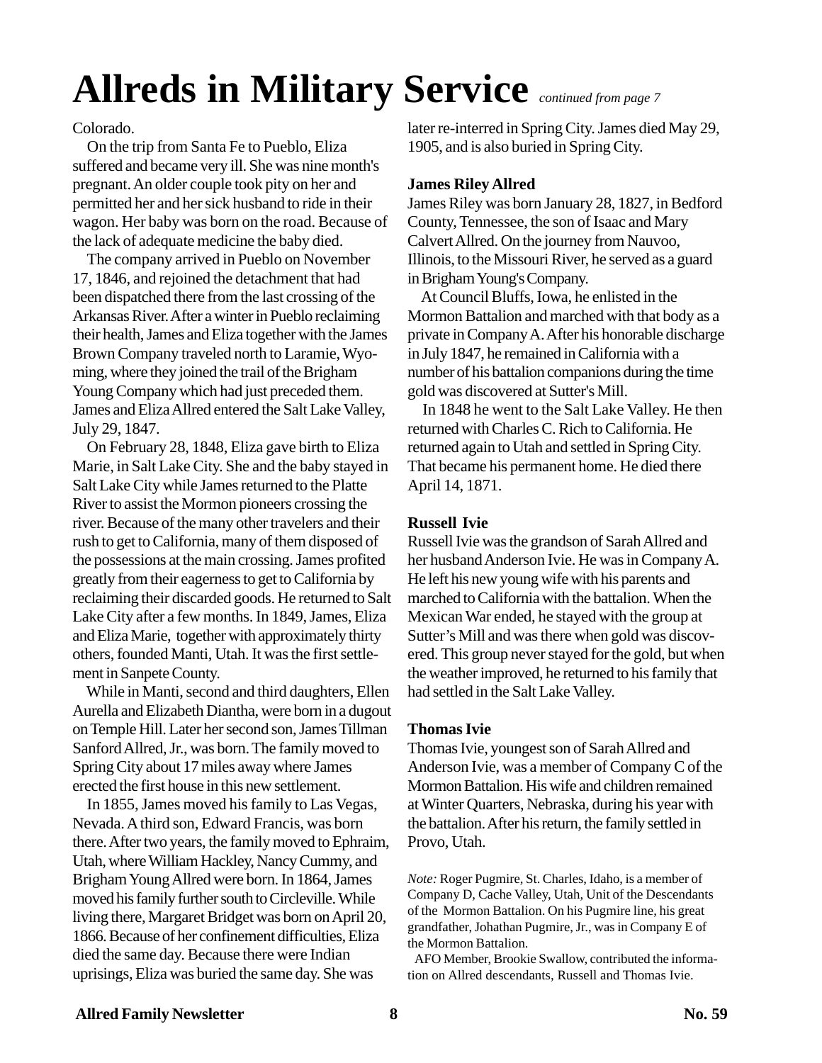# Allreds in Military Service *continued from page 7*

Colorado.

On the trip from Santa Fe to Pueblo, Eliza suffered and became very ill. She was nine month's pregnant. An older couple took pity on her and permitted her and her sick husband to ride in their wagon. Her baby was born on the road. Because of the lack of adequate medicine the baby died.

The company arrived in Pueblo on November 17, 1846, and rejoined the detachment that had been dispatched there from the last crossing of the Arkansas River. After a winter in Pueblo reclaiming their health, James and Eliza together with the James Brown Company traveled north to Laramie, Wyoming, where they joined the trail of the Brigham Young Company which had just preceded them. James and Eliza Allred entered the Salt Lake Valley, July 29, 1847.

On February 28, 1848, Eliza gave birth to Eliza Marie, in Salt Lake City. She and the baby stayed in Salt Lake City while James returned to the Platte River to assist the Mormon pioneers crossing the river. Because of the many other travelers and their rush to get to California, many of them disposed of the possessions at the main crossing. James profited greatly from their eagerness to get to California by reclaiming their discarded goods. He returned to Salt Lake City after a few months. In 1849, James, Eliza and Eliza Marie, together with approximately thirty others, founded Manti, Utah. It was the first settlement in Sanpete County.

While in Manti, second and third daughters, Ellen Aurella and Elizabeth Diantha, were born in a dugout on Temple Hill. Later her second son, James Tillman Sanford Allred, Jr., was born. The family moved to Spring City about 17 miles away where James erected the first house in this new settlement.

In 1855, James moved his family to Las Vegas, Nevada. A third son, Edward Francis, was born there. After two years, the family moved to Ephraim, Utah, where William Hackley, Nancy Cummy, and Brigham Young Allred were born. In 1864, James moved his family further south to Circleville. While living there, Margaret Bridget was born on April 20, 1866. Because of her confinement difficulties, Eliza died the same day. Because there were Indian uprisings, Eliza was buried the same day. She was later re-interred in Spring City. James died May 29, 1905, and is also buried in Spring City.

**James Riley Allred**

James Riley was born January 28, 1827, in Bedford County, Tennessee, the son of Isaac and Mary Calvert Allred. On the journey from Nauvoo, Illinois, to the Missouri River, he served as a guard in Brigham Young's Company.

At Council Bluffs, Iowa, he enlisted in the Mormon Battalion and marched with that body as a private in Company A. After his honorable discharge in July 1847, he remained in California with a number of his battalion companions during the time gold was discovered at Sutter's Mill.

In 1848 he went to the Salt Lake Valley. He then returned with Charles C. Rich to California. He returned again to Utah and settled in Spring City. That became his permanent home. He died there April 14, 1871.

**Russell Ivie**

Russell Ivie was the grandson of Sarah Allred and her husband Anderson Ivie. He was in Company A. He left his new young wife with his parents and marched to California with the battalion. When the Mexican War ended, he stayed with the group at Sutter's Mill and was there when gold was discovered. This group never stayed for the gold, but when the weather improved, he returned to his family that had settled in the Salt Lake Valley.

**Thomas Ivie**

Thomas Ivie, youngest son of Sarah Allred and Anderson Ivie, was a member of Company C of the Mormon Battalion. His wife and children remained at Winter Quarters, Nebraska, during his year with the battalion. After his return, the family settled in Provo, Utah.

*Note:* Roger Pugmire, St. Charles, Idaho, is a member of Company D, Cache Valley, Utah, Unit of the Descendants of the Mormon Battalion. On his Pugmire line, his great grandfather, Johathan Pugmire, Jr., was in Company E of the Mormon Battalion.

AFO Member, Brookie Swallow, contributed the information on Allred descendants, Russell and Thomas Ivie.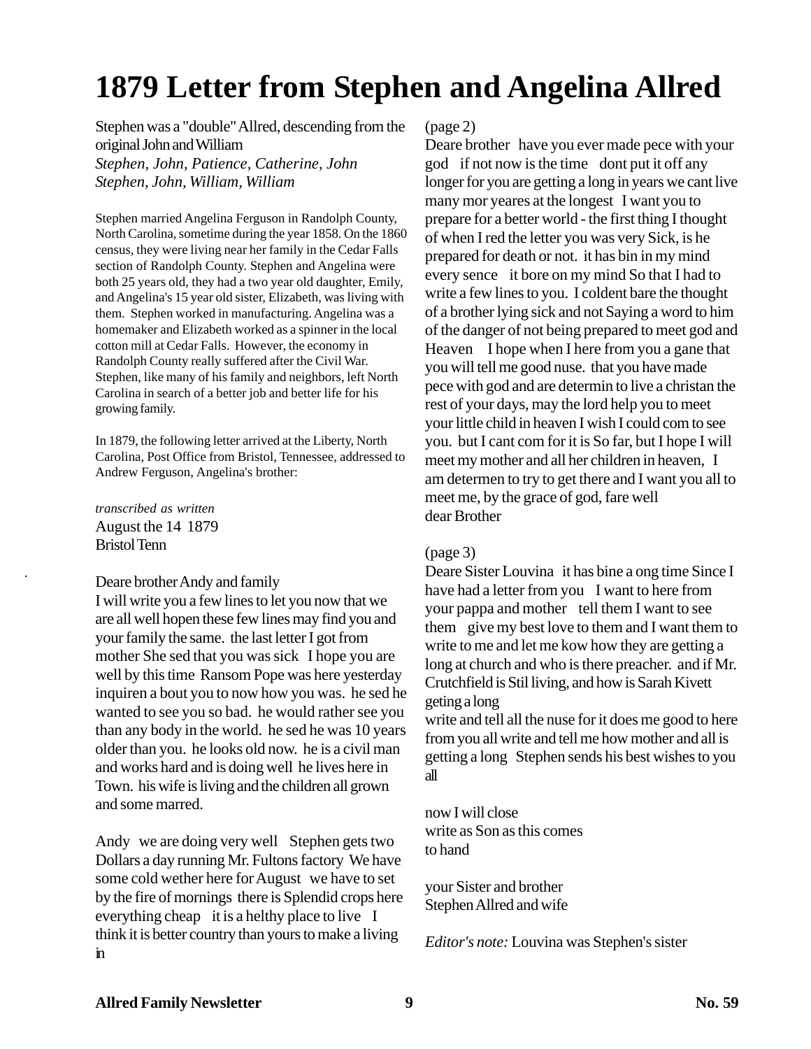# 1879 Letter from Stephen and Angelina Allred

Stephen was a "double" Allred, descending from the original John and William
*Stephen, John, Patience, Catherine, John*
*Stephen, John, William, William*

Stephen married Angelina Ferguson in Randolph County, North Carolina, sometime during the year 1858. On the 1860 census, they were living near her family in the Cedar Falls section of Randolph County. Stephen and Angelina were both 25 years old, they had a two year old daughter, Emily, and Angelina's 15 year old sister, Elizabeth, was living with them. Stephen worked in manufacturing. Angelina was a homemaker and Elizabeth worked as a spinner in the local cotton mill at Cedar Falls. However, the economy in Randolph County really suffered after the Civil War. Stephen, like many of his family and neighbors, left North Carolina in search of a better job and better life for his growing family.

In 1879, the following letter arrived at the Liberty, North Carolina, Post Office from Bristol, Tennessee, addressed to Andrew Ferguson, Angelina's brother:

*transcribed as written*
August the 14 1879
Bristol Tenn

Deare brother Andy and family
I will write you a few lines to let you now that we are all well hopen these few lines may find you and your family the same. the last letter I got from mother She sed that you was sick I hope you are well by this time Ransom Pope was here yesterday inquiren a bout you to now how you was. he sed he wanted to see you so bad. he would rather see you than any body in the world. he sed he was 10 years older than you. he looks old now. he is a civil man and works hard and is doing well he lives here in Town. his wife is living and the children all grown and some marred.

Andy we are doing very well Stephen gets two Dollars a day running Mr. Fultons factory We have some cold wether here for August we have to set by the fire of mornings there is Splendid crops here everything cheap it is a helthy place to live I think it is better country than yours to make a living in

(page 2)
Deare brother have you ever made pece with your god if not now is the time dont put it off any longer for you are getting a long in years we cant live many mor yeares at the longest I want you to prepare for a better world - the first thing I thought of when I red the letter you was very Sick, is he prepared for death or not. it has bin in my mind every sence it bore on my mind So that I had to write a few lines to you. I coldent bare the thought of a brother lying sick and not Saying a word to him of the danger of not being prepared to meet god and Heaven I hope when I here from you a gane that you will tell me good nuse. that you have made pece with god and are determin to live a christan the rest of your days, may the lord help you to meet your little child in heaven I wish I could com to see you. but I cant com for it is So far, but I hope I will meet my mother and all her children in heaven, I am determen to try to get there and I want you all to meet me, by the grace of god, fare well
dear Brother

(page 3)
Deare Sister Louvina it has bine a ong time Since I have had a letter from you I want to here from your pappa and mother tell them I want to see them give my best love to them and I want them to write to me and let me kow how they are getting a long at church and who is there preacher. and if Mr. Crutchfield is Stil living, and how is Sarah Kivett geting a long
write and tell all the nuse for it does me good to here from you all write and tell me how mother and all is getting a long Stephen sends his best wishes to you all

now I will close
write as Son as this comes
to hand

your Sister and brother
Stephen Allred and wife

*Editor's note:* Louvina was Stephen's sister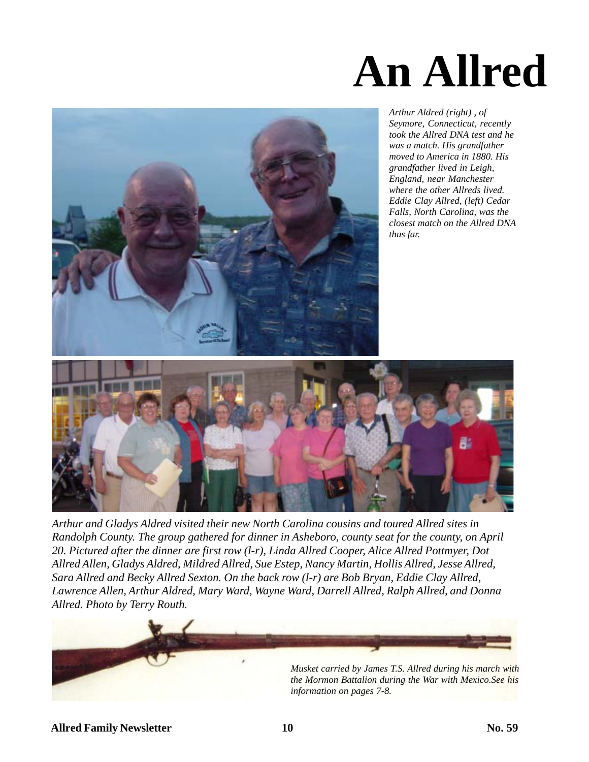# An Allred

*Arthur Aldred (right) , of Seymore, Connecticut, recently took the Allred DNA test and he was a match. His grandfather moved to America in 1880. His grandfather lived in Leigh, England, near Manchester where the other Allreds lived. Eddie Clay Allred, (left) Cedar Falls, North Carolina, was the closest match on the Allred DNA thus far.*

*Arthur and Gladys Aldred visited their new North Carolina cousins and toured Allred sites in Randolph County. The group gathered for dinner in Asheboro, county seat for the county, on April 20. Pictured after the dinner are first row (l-r), Linda Allred Cooper, Alice Allred Pottmyer, Dot Allred Allen, Gladys Aldred, Mildred Allred, Sue Estep, Nancy Martin, Hollis Allred, Jesse Allred, Sara Allred and Becky Allred Sexton. On the back row (l-r) are Bob Bryan, Eddie Clay Allred, Lawrence Allen, Arthur Aldred, Mary Ward, Wayne Ward, Darrell Allred, Ralph Allred, and Donna Allred. Photo by Terry Routh.*

*Musket carried by James T.S. Allred during his march with the Mormon Battalion during the War with Mexico.See his information on pages 7-8.*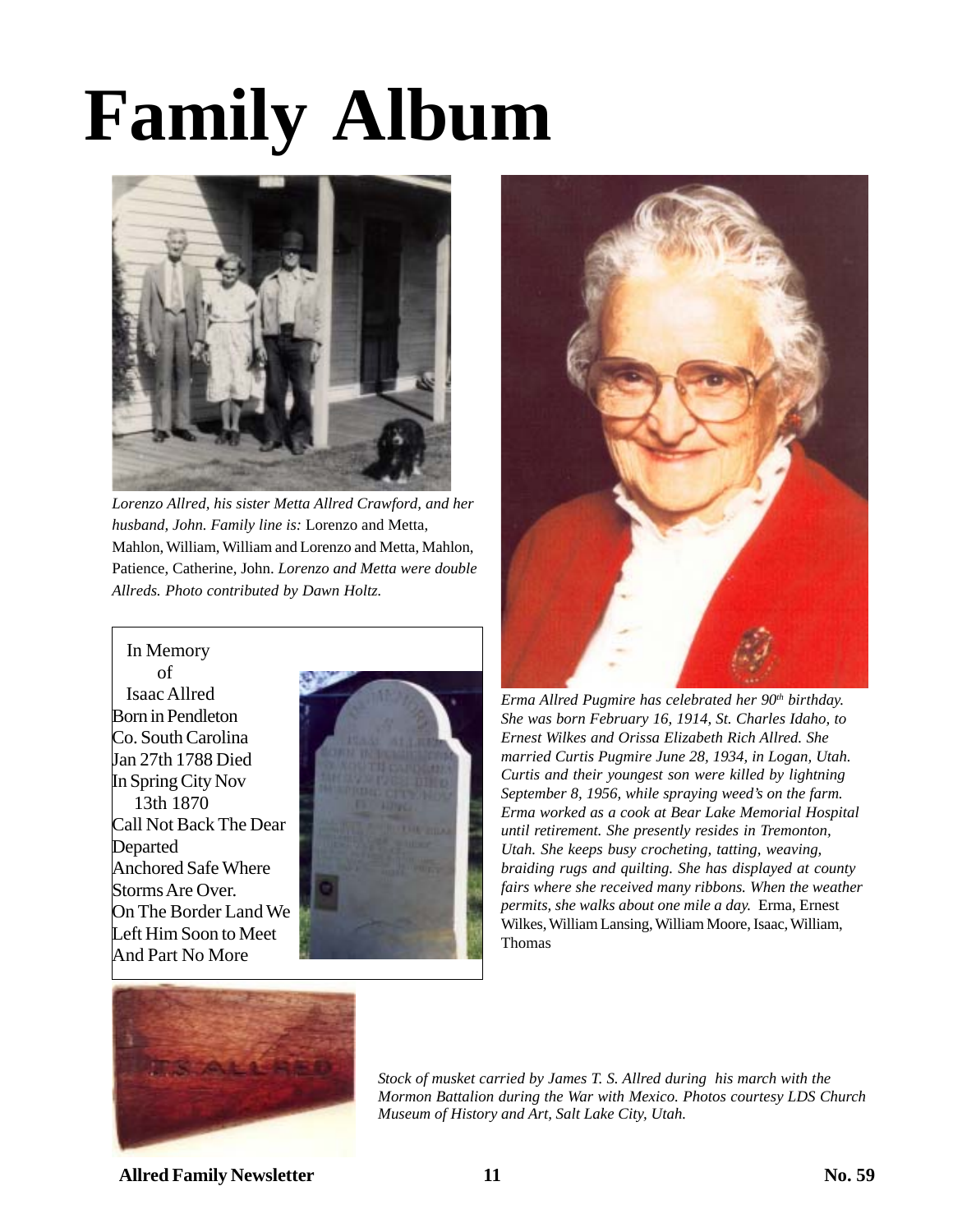# Family Album

*Lorenzo Allred, his sister Metta Allred Crawford, and her husband, John. Family line is:* Lorenzo and Metta, Mahlon, William, William and Lorenzo and Metta, Mahlon, Patience, Catherine, John. *Lorenzo and Metta were double Allreds. Photo contributed by Dawn Holtz.*

In Memory
of
Isaac Allred
Born in Pendleton
Co. South Carolina
Jan 27th 1788 Died
In Spring City Nov
13th 1870
Call Not Back The Dear
Departed
Anchored Safe Where
Storms Are Over.
On The Border Land We
Left Him Soon to Meet
And Part No More

*Erma Allred Pugmire has celebrated her 90th birthday. She was born February 16, 1914, St. Charles Idaho, to Ernest Wilkes and Orissa Elizabeth Rich Allred. She married Curtis Pugmire June 28, 1934, in Logan, Utah. Curtis and their youngest son were killed by lightning September 8, 1956, while spraying weed's on the farm. Erma worked as a cook at Bear Lake Memorial Hospital until retirement. She presently resides in Tremonton, Utah. She keeps busy crocheting, tatting, weaving, braiding rugs and quilting. She has displayed at county fairs where she received many ribbons. When the weather permits, she walks about one mile a day.* Erma, Ernest Wilkes, William Lansing, William Moore, Isaac, William, Thomas

*Stock of musket carried by James T. S. Allred during his march with the Mormon Battalion during the War with Mexico. Photos courtesy LDS Church Museum of History and Art, Salt Lake City, Utah.*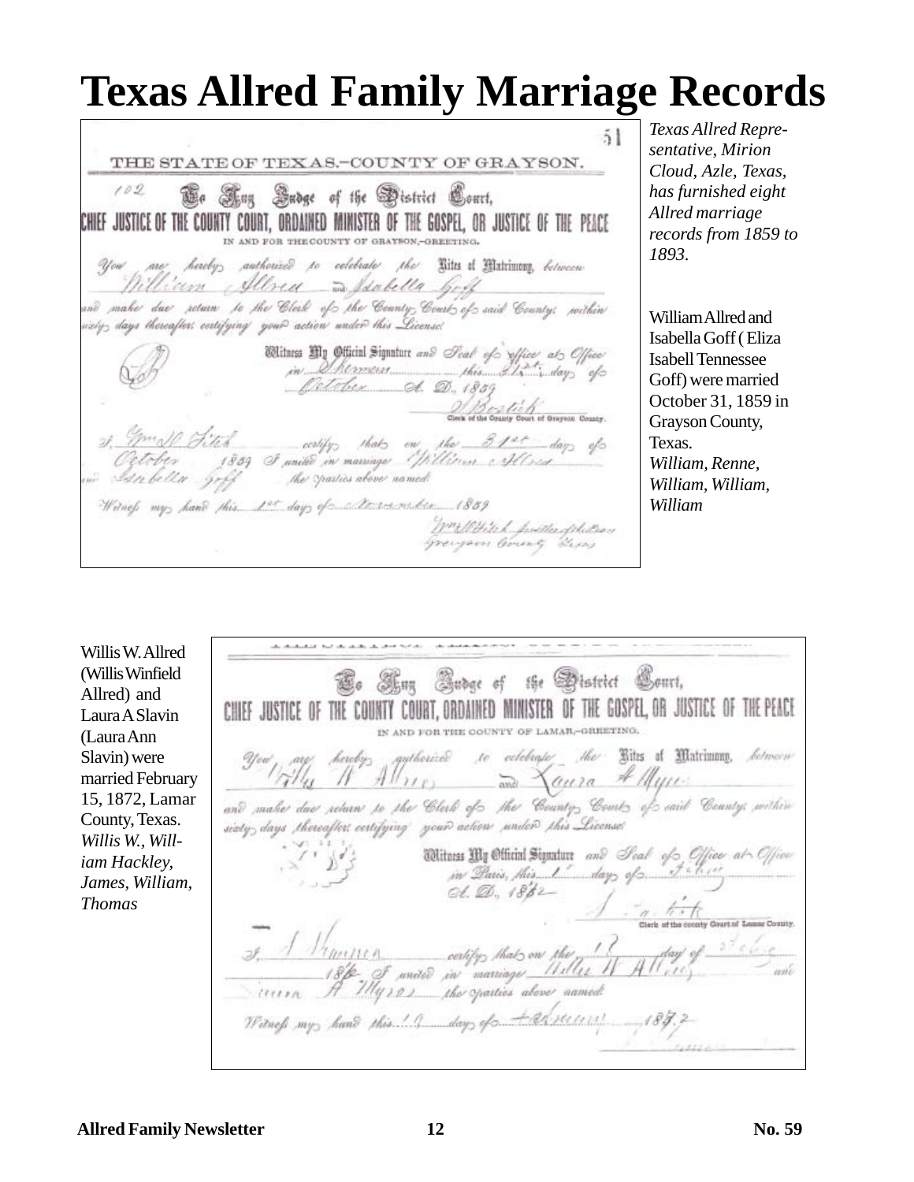# Texas Allred Family Marriage Records

THE STATE OF TEXAS.–COUNTY OF GRAYSON.

102 To Any Judge of the District Court, CHIEF JUSTICE OF THE COUNTY COURT, ORDAINED MINISTER OF THE GOSPEL, OR JUSTICE OF THE PEACE IN AND FOR THE COUNTY OF GRAYSON,–GREETING.

You are hereby authorized to celebrate the Rites of Matrimony, between William Allred and Isabella Goff and make due return to the Clerk of the County Court of said County; within sixty days thereafter, certifying your action under this License.

Witness My Official Signature and Seal of office at Office in Sherman this 31st day of October A. D., 1859

Clerk of the County Court of Grayson County.

I, Wm. W. Fitch certify that on the 31st day of October 1859 I united in marriage William Allred and Isabella Goff the parties above named.

Witness my hand this 1st day of November 1859

*Texas Allred Representative, Mirion Cloud, Azle, Texas, has furnished eight Allred marriage records from 1859 to 1893.*

William Allred and Isabella Goff ( Eliza Isabell Tennessee Goff) were married October 31, 1859 in Grayson County, Texas.

*William, Renne, William, William, William*

To Any Judge of the District Court, CHIEF JUSTICE OF THE COUNTY COURT, ORDAINED MINISTER OF THE GOSPEL, OR JUSTICE OF THE PEACE IN AND FOR THE COUNTY OF LAMAR,–GREETING.

You are hereby authorized to celebrate the Rites of Matrimony, between Willis W. Allred and Laura A Myers

and make due return to the Clerk of the County Court of said County; within sixty days thereafter, certifying your action under this License.

Witness My Official Signature and Seal of Office at Office in Paris, this 1 day of Feb A. D., 1872

Clerk of the county Court of Lamar County.

I, certify that on the 15 day of Feb 1872 I united in marriage Willis W Allred and Laura A Myers the parties above named.

Witness my hand this 19 day of February 1872

Willis W. Allred (Willis Winfield Allred) and Laura A Slavin (Laura Ann Slavin) were married February 15, 1872, Lamar County, Texas.

*Willis W., William Hackley, James, William, Thomas*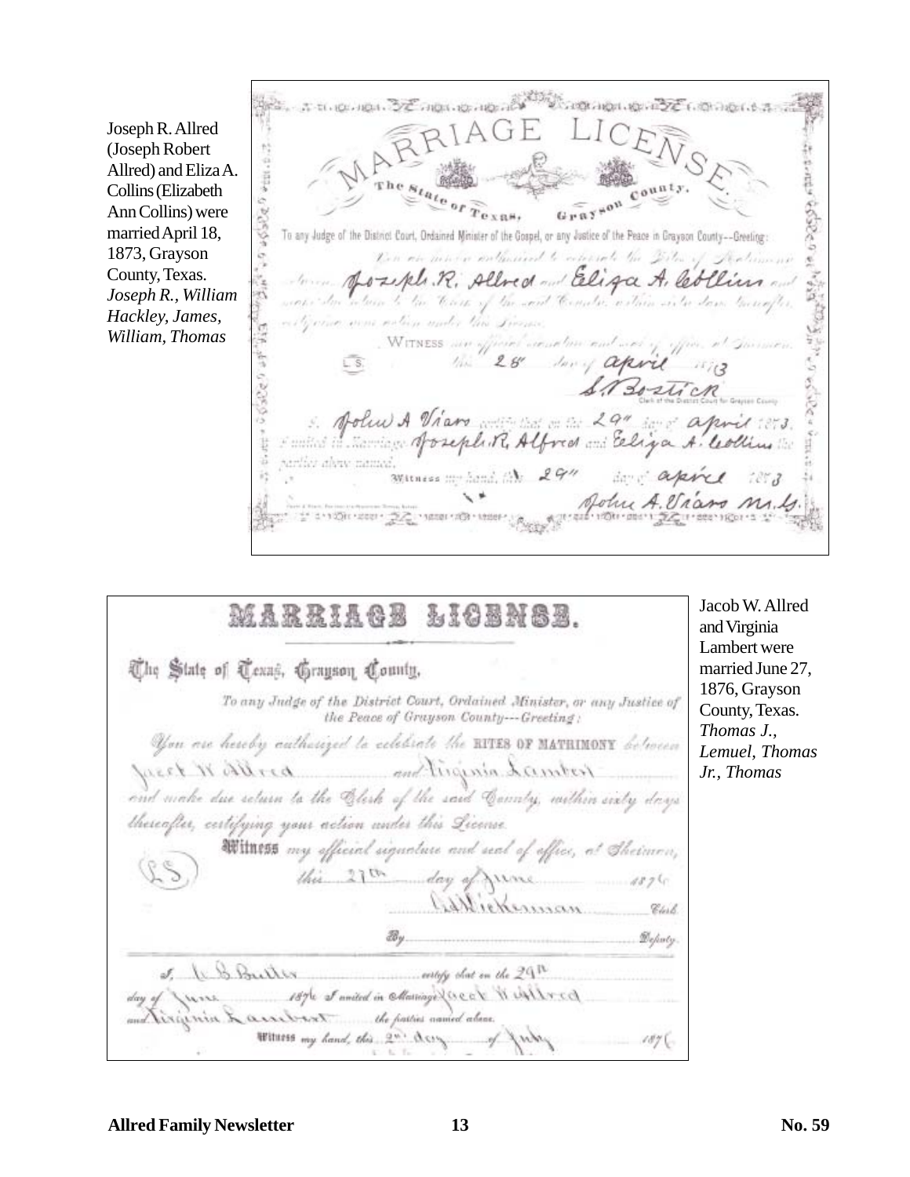Joseph R. Allred (Joseph Robert Allred) and Eliza A. Collins (Elizabeth Ann Collins) were married April 18, 1873, Grayson County, Texas. *Joseph R., William Hackley, James, William, Thomas*

MARRIAGE LICENSE.

The State of Texas, Grayson County.

To any Judge of the District Court, Ordained Minister of the Gospel, or any Justice of the Peace in Grayson County--Greeting:

You are hereby authorized to celebrate the Rites of Matrimony between Joseph R. Allred and Eliza A. Collins and make due return to the Clerk of the said County within sixty days thereafter, certifying your action under this License.

WITNESS my official signature and seal of office, at Sherman, this 28th day of April 1873

(L.S.)

S. T. Bostick
Clerk of the District Court for Grayson County

I, John A. Viaro certify that on the 29th day of April 1873, I united in Marriage Joseph R. Alfred and Eliza A. Collins the parties above named.

Witness my hand, this 29th day of April 1873

John A. Viaro M.G.

---

Jacob W. Allred and Virginia Lambert were married June 27, 1876, Grayson County, Texas. *Thomas J., Lemuel, Thomas Jr., Thomas*

MARRIAGE LICENSE.

The State of Texas, Grayson County.

To any Judge of the District Court, Ordained Minister, or any Justice of the Peace of Grayson County---Greeting:

You are hereby authorized to celebrate the RITES OF MATRIMONY between Jacob W. Allred and Virginia Lambert and make due return to the Clerk of the said County, within sixty days thereafter, certifying your action under this License.

Witness my official signature and seal of office, at Sherman, this 27th day of June 1876

(L.S.)

W. Wickerman Clerk

By ______ Deputy.

I, W. B. Butler certify that on the 29th day of June 1876 I united in Marriage Jacob W. Allred and Virginia Lambert the parties named above.

Witness my hand, this 2nd day of July 1876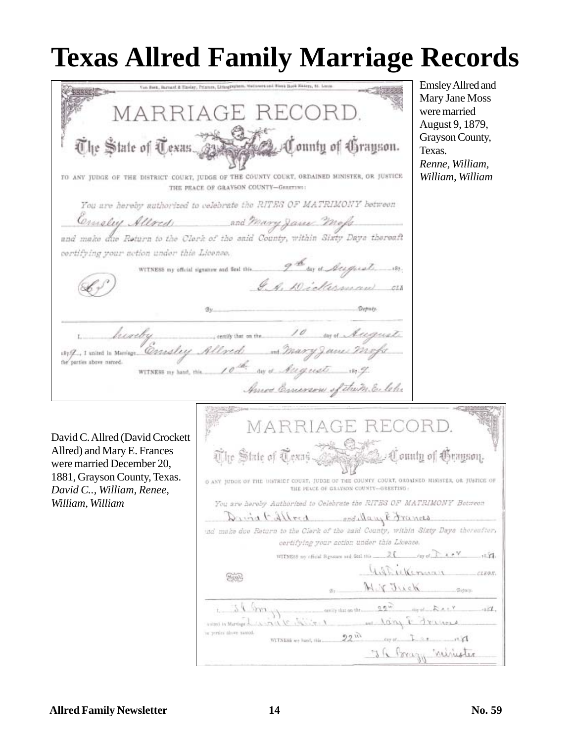# Texas Allred Family Marriage Records

MARRIAGE RECORD.

The State of Texas, County of Grayson.

TO ANY JUDGE OF THE DISTRICT COURT, JUDGE OF THE COUNTY COURT, ORDAINED MINISTER, OR JUSTICE THE PEACE OF GRAYSON COUNTY—GREETING:

You are hereby authorized to celebrate the RITES OF MATRIMONY between Emsley Allred and Mary Jane Moss and make due Return to the Clerk of the said County, within Sixty Days thereaft certifying your action under this License.

WITNESS my official signature and Seal this 9th day of August 187

G. A. Dickerman CLK

By ________ Deputy.

I, hereby certify that on the 10 day of August 1879, I united in Marriage Emsley Allred and Mary Jane Moss the parties above named.

WITNESS my hand, this 10th day of August 1879

Amos Emerson of the M. E. Ch.

Emsley Allred and Mary Jane Moss were married August 9, 1879, Grayson County, Texas.
*Renne, William, William, William*

MARRIAGE RECORD.

The State of Texas, County of Grayson.

TO ANY JUDGE OF THE DISTRICT COURT, JUDGE OF THE COUNTY COURT, ORDAINED MINISTER, OR JUSTICE OF THE PEACE OF GRAYSON COUNTY—GREETING:

You are hereby Authorized to Celebrate the RITES OF MATRIMONY Between David C Allred and Mary E Frances and make due Return to the Clerk of the said County, within Sixty Days thereafter, certifying your action under this License.

WITNESS my official Signature and Seal this 20 day of Dec 1881.

G A Dickerman CLERK.

By H. V. Tuck Deputy.

I, ________ certify that on the 22nd day of Dec 1881, united in Marriage David C Allred and Mary E Frances the parties above named.

WITNESS my hand, this 22nd day of Dec 1881

J. A. Bragg minister

David C. Allred (David Crockett Allred) and Mary E. Frances were married December 20, 1881, Grayson County, Texas.
*David C.., William, Renee, William, William*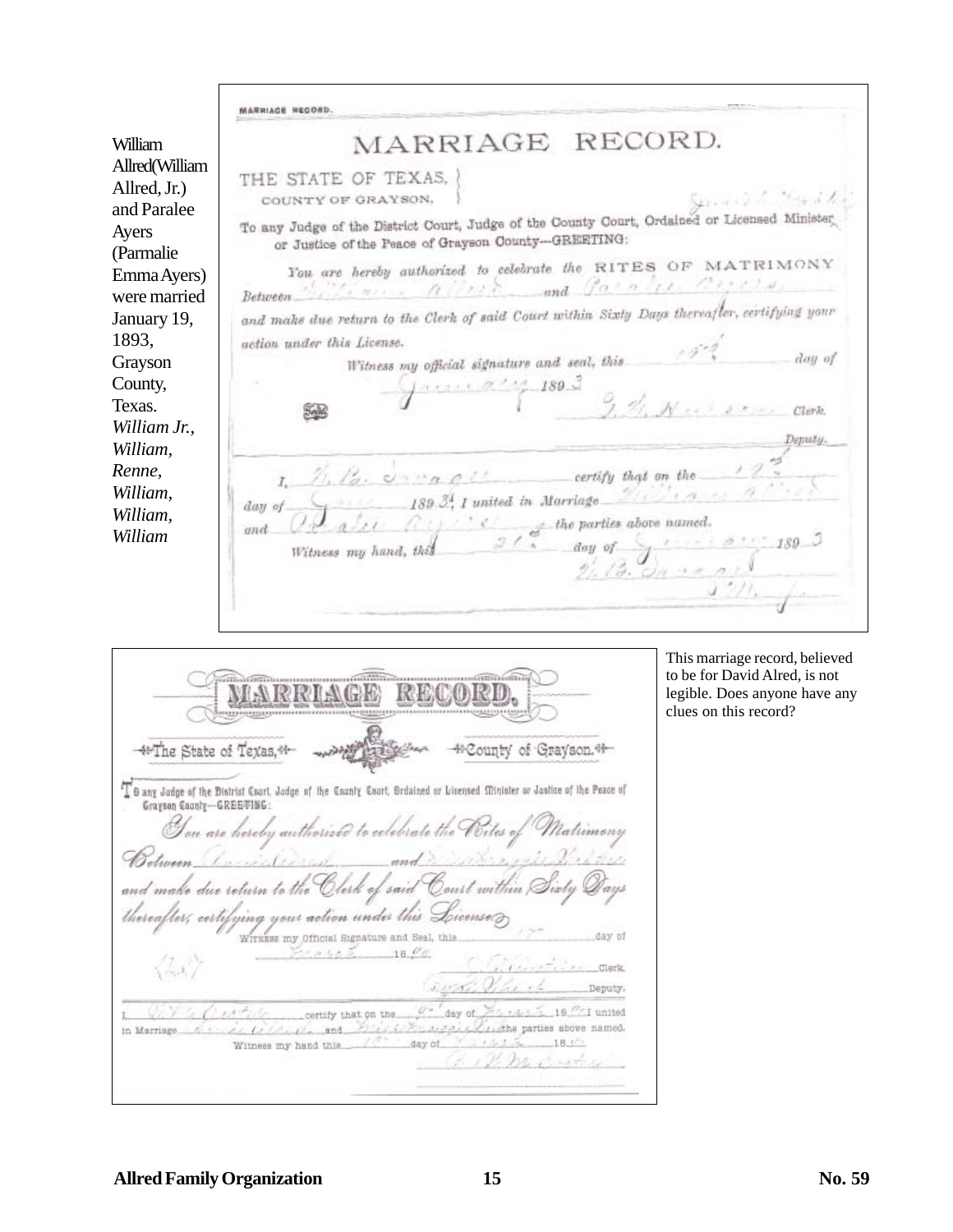William Allred(William Allred, Jr.) and Paralee Ayers (Parmalie Emma Ayers) were married January 19, 1893, Grayson County, Texas.

*William Jr., William, Renne, William, William, William*

MARRIAGE RECORD.

MARRIAGE RECORD.

THE STATE OF TEXAS,
COUNTY OF GRAYSON.

To any Judge of the District Court, Judge of the County Court, Ordained or Licensed Minister or Justice of the Peace of Grayson County—GREETING:

You are hereby authorized to celebrate the RITES OF MATRIMONY Between William Allred and Paralee Ayers and make due return to the Clerk of said Court within Sixty Days thereafter, certifying your action under this License.

Witness my official signature and seal, this 19th day of January 1893

Clerk.

Deputy.

I, \_\_\_\_\_ certify that on the 19th day of January 1893, I united in Marriage William Allred and Paralee Ayers the parties above named.

Witness my hand, this 21st day of January 1893

---

MARRIAGE RECORD.

The State of Texas, County of Grayson.

To any Judge of the District Court, Judge of the County Court, Ordained or Licensed Minister or Justice of the Peace of Grayson County—GREETING:

You are hereby authorized to celebrate the Rites of Matrimony Between \_\_\_\_\_ and \_\_\_\_\_ and make due return to the Clerk of said Court within Sixty Days thereafter, certifying your action under this License.

Witness my Official Signature and Seal, this \_\_\_\_\_ day of \_\_\_\_\_ 18\_\_

Clerk.

Deputy.

I, \_\_\_\_\_ certify that on the \_\_\_\_\_ day of \_\_\_\_\_ 18\_\_ I united in Marriage \_\_\_\_\_ and \_\_\_\_\_ the parties above named.

Witness my hand this \_\_\_\_\_ day of \_\_\_\_\_ 18\_\_

This marriage record, believed to be for David Alred, is not legible. Does anyone have any clues on this record?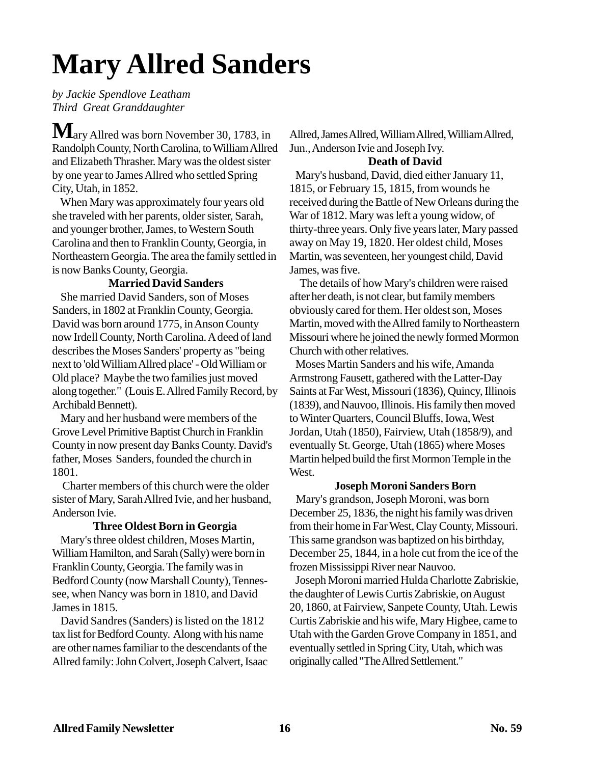# Mary Allred Sanders

*by Jackie Spendlove Leatham*
*Third Great Granddaughter*

Mary Allred was born November 30, 1783, in Randolph County, North Carolina, to William Allred and Elizabeth Thrasher. Mary was the oldest sister by one year to James Allred who settled Spring City, Utah, in 1852.

When Mary was approximately four years old she traveled with her parents, older sister, Sarah, and younger brother, James, to Western South Carolina and then to Franklin County, Georgia, in Northeastern Georgia. The area the family settled in is now Banks County, Georgia.

**Married David Sanders**

She married David Sanders, son of Moses Sanders, in 1802 at Franklin County, Georgia. David was born around 1775, in Anson County now Irdell County, North Carolina. A deed of land describes the Moses Sanders' property as "being next to 'old William Allred place' - Old William or Old place? Maybe the two families just moved along together." (Louis E. Allred Family Record, by Archibald Bennett).

Mary and her husband were members of the Grove Level Primitive Baptist Church in Franklin County in now present day Banks County. David's father, Moses Sanders, founded the church in 1801.

Charter members of this church were the older sister of Mary, Sarah Allred Ivie, and her husband, Anderson Ivie.

**Three Oldest Born in Georgia**

Mary's three oldest children, Moses Martin, William Hamilton, and Sarah (Sally) were born in Franklin County, Georgia. The family was in Bedford County (now Marshall County), Tennessee, when Nancy was born in 1810, and David James in 1815.

David Sandres (Sanders) is listed on the 1812 tax list for Bedford County. Along with his name are other names familiar to the descendants of the Allred family: John Colvert, Joseph Calvert, Isaac Allred, James Allred, William Allred, William Allred, Jun., Anderson Ivie and Joseph Ivy.

**Death of David**

Mary's husband, David, died either January 11, 1815, or February 15, 1815, from wounds he received during the Battle of New Orleans during the War of 1812. Mary was left a young widow, of thirty-three years. Only five years later, Mary passed away on May 19, 1820. Her oldest child, Moses Martin, was seventeen, her youngest child, David James, was five.

The details of how Mary's children were raised after her death, is not clear, but family members obviously cared for them. Her oldest son, Moses Martin, moved with the Allred family to Northeastern Missouri where he joined the newly formed Mormon Church with other relatives.

Moses Martin Sanders and his wife, Amanda Armstrong Fausett, gathered with the Latter-Day Saints at Far West, Missouri (1836), Quincy, Illinois (1839), and Nauvoo, Illinois. His family then moved to Winter Quarters, Council Bluffs, Iowa, West Jordan, Utah (1850), Fairview, Utah (1858/9), and eventually St. George, Utah (1865) where Moses Martin helped build the first Mormon Temple in the West.

**Joseph Moroni Sanders Born**

Mary's grandson, Joseph Moroni, was born December 25, 1836, the night his family was driven from their home in Far West, Clay County, Missouri. This same grandson was baptized on his birthday, December 25, 1844, in a hole cut from the ice of the frozen Mississippi River near Nauvoo.

Joseph Moroni married Hulda Charlotte Zabriskie, the daughter of Lewis Curtis Zabriskie, on August 20, 1860, at Fairview, Sanpete County, Utah. Lewis Curtis Zabriskie and his wife, Mary Higbee, came to Utah with the Garden Grove Company in 1851, and eventually settled in Spring City, Utah, which was originally called "The Allred Settlement."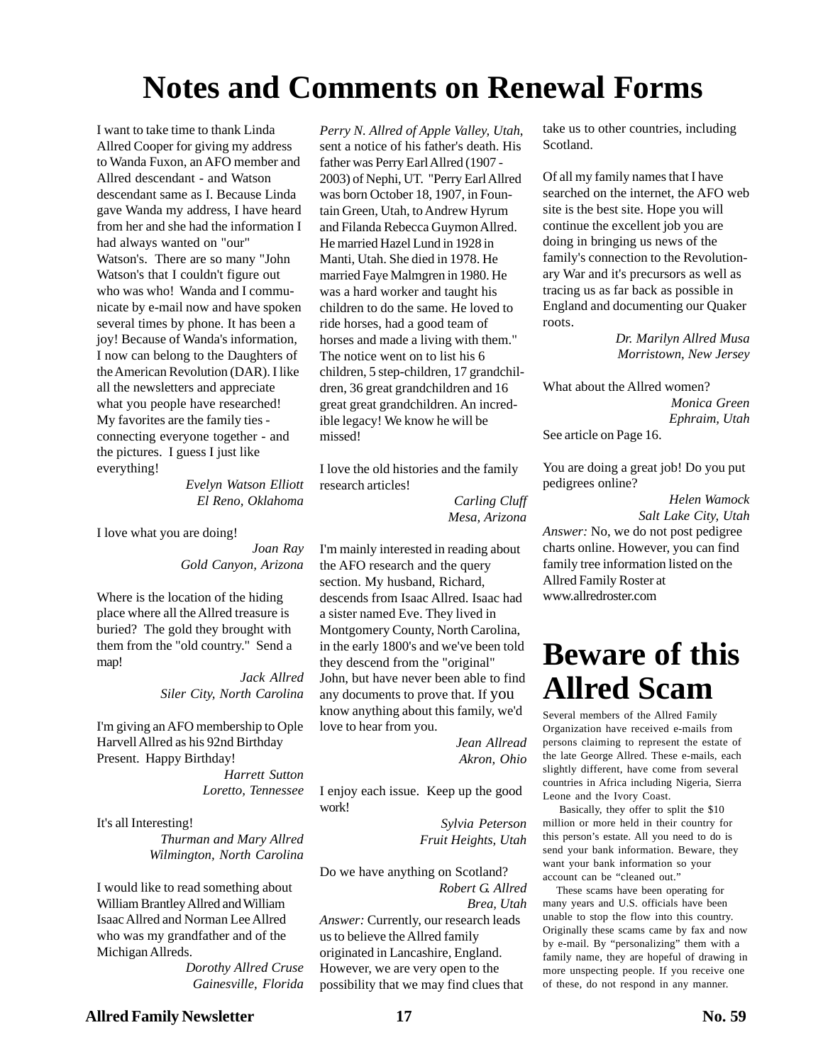# Notes and Comments on Renewal Forms

I want to take time to thank Linda Allred Cooper for giving my address to Wanda Fuxon, an AFO member and Allred descendant - and Watson descendant same as I. Because Linda gave Wanda my address, I have heard from her and she had the information I had always wanted on "our" Watson's. There are so many "John Watson's that I couldn't figure out who was who! Wanda and I communicate by e-mail now and have spoken several times by phone. It has been a joy! Because of Wanda's information, I now can belong to the Daughters of the American Revolution (DAR). I like all the newsletters and appreciate what you people have researched! My favorites are the family ties - connecting everyone together - and the pictures. I guess I just like everything!

*Evelyn Watson Elliott*
*El Reno, Oklahoma*

I love what you are doing!

*Joan Ray*
*Gold Canyon, Arizona*

Where is the location of the hiding place where all the Allred treasure is buried? The gold they brought with them from the "old country." Send a map!

*Jack Allred*
*Siler City, North Carolina*

I'm giving an AFO membership to Ople Harvell Allred as his 92nd Birthday Present. Happy Birthday!

*Harrett Sutton*
*Loretto, Tennessee*

It's all Interesting!

*Thurman and Mary Allred*
*Wilmington, North Carolina*

I would like to read something about William Brantley Allred and William Isaac Allred and Norman Lee Allred who was my grandfather and of the Michigan Allreds.

*Dorothy Allred Cruse*
*Gainesville, Florida*

*Perry N. Allred of Apple Valley, Utah,* sent a notice of his father's death. His father was Perry Earl Allred (1907 - 2003) of Nephi, UT. "Perry Earl Allred was born October 18, 1907, in Fountain Green, Utah, to Andrew Hyrum and Filanda Rebecca Guymon Allred. He married Hazel Lund in 1928 in Manti, Utah. She died in 1978. He married Faye Malmgren in 1980. He was a hard worker and taught his children to do the same. He loved to ride horses, had a good team of horses and made a living with them." The notice went on to list his 6 children, 5 step-children, 17 grandchildren, 36 great grandchildren and 16 great great grandchildren. An incredible legacy! We know he will be missed!

I love the old histories and the family research articles!

*Carling Cluff*
*Mesa, Arizona*

I'm mainly interested in reading about the AFO research and the query section. My husband, Richard, descends from Isaac Allred. Isaac had a sister named Eve. They lived in Montgomery County, North Carolina, in the early 1800's and we've been told they descend from the "original" John, but have never been able to find any documents to prove that. If you know anything about this family, we'd love to hear from you.

*Jean Allread*
*Akron, Ohio*

I enjoy each issue. Keep up the good work!

*Sylvia Peterson*
*Fruit Heights, Utah*

Do we have anything on Scotland?

*Robert G. Allred*
*Brea, Utah*

*Answer:* Currently, our research leads us to believe the Allred family originated in Lancashire, England. However, we are very open to the possibility that we may find clues that take us to other countries, including Scotland.

Of all my family names that I have searched on the internet, the AFO web site is the best site. Hope you will continue the excellent job you are doing in bringing us news of the family's connection to the Revolutionary War and it's precursors as well as tracing us as far back as possible in England and documenting our Quaker roots.

*Dr. Marilyn Allred Musa*
*Morristown, New Jersey*

What about the Allred women?

*Monica Green*
*Ephraim, Utah*

See article on Page 16.

You are doing a great job! Do you put pedigrees online?

*Helen Wamock*
*Salt Lake City, Utah*

*Answer:* No, we do not post pedigree charts online. However, you can find family tree information listed on the Allred Family Roster at www.allredroster.com

# Beware of this Allred Scam

Several members of the Allred Family Organization have received e-mails from persons claiming to represent the estate of the late George Allred. These e-mails, each slightly different, have come from several countries in Africa including Nigeria, Sierra Leone and the Ivory Coast.

Basically, they offer to split the $10 million or more held in their country for this person's estate. All you need to do is send your bank information. Beware, they want your bank information so your account can be "cleaned out."

These scams have been operating for many years and U.S. officials have been unable to stop the flow into this country. Originally these scams came by fax and now by e-mail. By "personalizing" them with a family name, they are hopeful of drawing in more unspecting people. If you receive one of these, do not respond in any manner.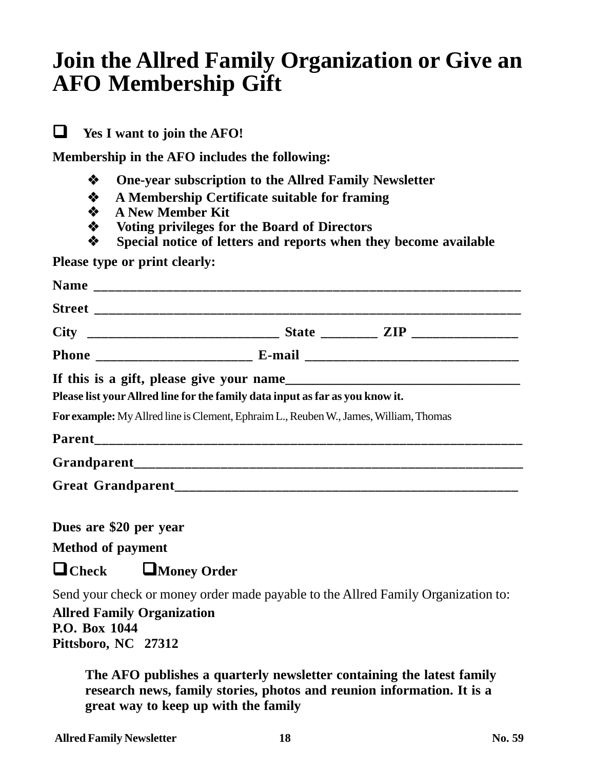# Join the Allred Family Organization or Give an AFO Membership Gift

☐ **Yes I want to join the AFO!**

**Membership in the AFO includes the following:**

- **One-year subscription to the Allred Family Newsletter**
- **A Membership Certificate suitable for framing**
- **A New Member Kit**
- **Voting privileges for the Board of Directors**
- **Special notice of letters and reports when they become available**

**Please type or print clearly:**

**Name** ____________________________________________________________

**Street** ____________________________________________________________

**City** ___________________________ **State** ________ **ZIP** _______________

**Phone** ______________________ **E-mail** ______________________________

**If this is a gift, please give your name**_________________________________

**Please list your Allred line for the family data input as far as you know it.**

**For example:** My Allred line is Clement, Ephraim L., Reuben W., James, William, Thomas

**Parent**_____________________________________________________________

**Grandparent**________________________________________________________

**Great Grandparent**__________________________________________________

**Dues are $20 per year**

**Method of payment**

☐ **Check** ☐ **Money Order**

Send your check or money order made payable to the Allred Family Organization to:

**Allred Family Organization**
**P.O. Box 1044**
**Pittsboro, NC 27312**

**The AFO publishes a quarterly newsletter containing the latest family research news, family stories, photos and reunion information. It is a great way to keep up with the family**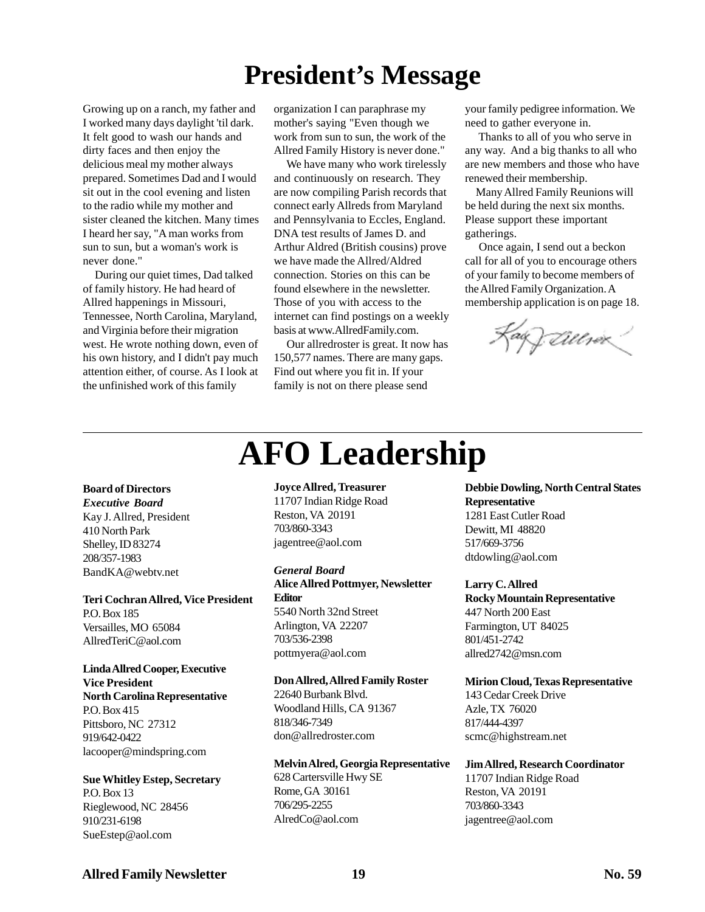# President's Message

Growing up on a ranch, my father and I worked many days daylight 'til dark. It felt good to wash our hands and dirty faces and then enjoy the delicious meal my mother always prepared. Sometimes Dad and I would sit out in the cool evening and listen to the radio while my mother and sister cleaned the kitchen. Many times I heard her say, "A man works from sun to sun, but a woman's work is never done."

During our quiet times, Dad talked of family history. He had heard of Allred happenings in Missouri, Tennessee, North Carolina, Maryland, and Virginia before their migration west. He wrote nothing down, even of his own history, and I didn't pay much attention either, of course. As I look at the unfinished work of this family organization I can paraphrase my mother's saying "Even though we work from sun to sun, the work of the Allred Family History is never done."

We have many who work tirelessly and continuously on research. They are now compiling Parish records that connect early Allreds from Maryland and Pennsylvania to Eccles, England. DNA test results of James D. and Arthur Aldred (British cousins) prove we have made the Allred/Aldred connection. Stories on this can be found elsewhere in the newsletter. Those of you with access to the internet can find postings on a weekly basis at www.AllredFamily.com.

Our allredroster is great. It now has 150,577 names. There are many gaps. Find out where you fit in. If your family is not on there please send your family pedigree information. We need to gather everyone in.

Thanks to all of you who serve in any way. And a big thanks to all who are new members and those who have renewed their membership.

Many Allred Family Reunions will be held during the next six months. Please support these important gatherings.

Once again, I send out a beckon call for all of you to encourage others of your family to become members of the Allred Family Organization. A membership application is on page 18.

Kay J. Allred

# AFO Leadership

**Board of Directors**

***Executive Board***

Kay J. Allred, President
410 North Park
Shelley, ID 83274
208/357-1983
BandKA@webtv.net

**Teri Cochran Allred, Vice President**
P.O. Box 185
Versailles, MO 65084
AllredTeriC@aol.com

**Linda Allred Cooper, Executive Vice President**
**North Carolina Representative**
P.O. Box 415
Pittsboro, NC 27312
919/642-0422
lacooper@mindspring.com

**Sue Whitley Estep, Secretary**
P.O. Box 13
Rieglewood, NC 28456
910/231-6198
SueEstep@aol.com

**Joyce Allred, Treasurer**
11707 Indian Ridge Road
Reston, VA 20191
703/860-3343
jagentree@aol.com

***General Board***

**Alice Allred Pottmyer, Newsletter Editor**
5540 North 32nd Street
Arlington, VA 22207
703/536-2398
pottmyera@aol.com

**Don Allred, Allred Family Roster**
22640 Burbank Blvd.
Woodland Hills, CA 91367
818/346-7349
don@allredroster.com

**Melvin Alred, Georgia Representative**
628 Cartersville Hwy SE
Rome, GA 30161
706/295-2255
AlredCo@aol.com

**Debbie Dowling, North Central States Representative**
1281 East Cutler Road
Dewitt, MI 48820
517/669-3756
dtdowling@aol.com

**Larry C. Allred**
**Rocky Mountain Representative**
447 North 200 East
Farmington, UT 84025
801/451-2742
allred2742@msn.com

**Mirion Cloud, Texas Representative**
143 Cedar Creek Drive
Azle, TX 76020
817/444-4397
scmc@highstream.net

**Jim Allred, Research Coordinator**
11707 Indian Ridge Road
Reston, VA 20191
703/860-3343
jagentree@aol.com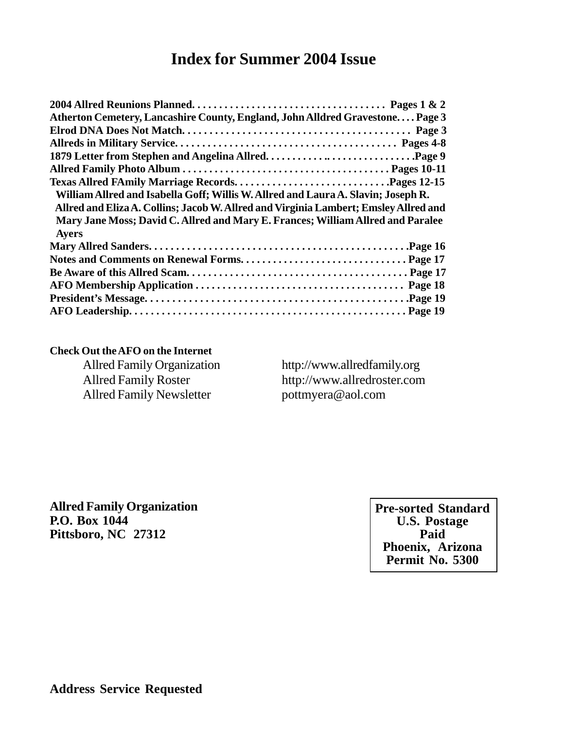# Index for Summer 2004 Issue

**2004 Allred Reunions Planned. . . . . . . . . . . . . . . . . . . . . . . . . . . . . . . . . . . . Pages 1 & 2**
**Atherton Cemetery, Lancashire County, England, John Alldred Gravestone. . . . Page 3**
**Elrod DNA Does Not Match. . . . . . . . . . . . . . . . . . . . . . . . . . . . . . . . . . . . . . . . . . Page 3**
**Allreds in Military Service. . . . . . . . . . . . . . . . . . . . . . . . . . . . . . . . . . . . . . . . . Pages 4-8**
**1879 Letter from Stephen and Angelina Allred. . . . . . . . . . . .. . . . . . . . . . . . . . . . .Page 9**
**Allred Family Photo Album . . . . . . . . . . . . . . . . . . . . . . . . . . . . . . . . . . . . . . . Pages 10-11**
**Texas Allred FAmily Marriage Records. . . . . . . . . . . . . . . . . . . . . . . . . . . . .Pages 12-15**
**William Allred and Isabella Goff; Willis W. Allred and Laura A. Slavin; Joseph R. Allred and Eliza A. Collins; Jacob W. Allred and Virginia Lambert; Emsley Allred and Mary Jane Moss; David C. Allred and Mary E. Frances; William Allred and Paralee Ayers**
**Mary Allred Sanders. . . . . . . . . . . . . . . . . . . . . . . . . . . . . . . . . . . . . . . . . . . . . . . .Page 16**
**Notes and Comments on Renewal Forms. . . . . . . . . . . . . . . . . . . . . . . . . . . . . . . Page 17**
**Be Aware of this Allred Scam. . . . . . . . . . . . . . . . . . . . . . . . . . . . . . . . . . . . . . . . . Page 17**
**AFO Membership Application . . . . . . . . . . . . . . . . . . . . . . . . . . . . . . . . . . . . . . . Page 18**
**President's Message. . . . . . . . . . . . . . . . . . . . . . . . . . . . . . . . . . . . . . . . . . . . . . . .Page 19**
**AFO Leadership. . . . . . . . . . . . . . . . . . . . . . . . . . . . . . . . . . . . . . . . . . . . . . . . . . . Page 19**

**Check Out the AFO on the Internet**

| | |
|---|---|
| Allred Family Organization | http://www.allredfamily.org |
| Allred Family Roster | http://www.allredroster.com |
| Allred Family Newsletter | pottmyera@aol.com |

**Allred Family Organization**
**P.O. Box 1044**
**Pittsboro, NC 27312**

**Pre-sorted Standard**
**U.S. Postage**
**Paid**
**Phoenix, Arizona**
**Permit No. 5300**

**Address Service Requested**